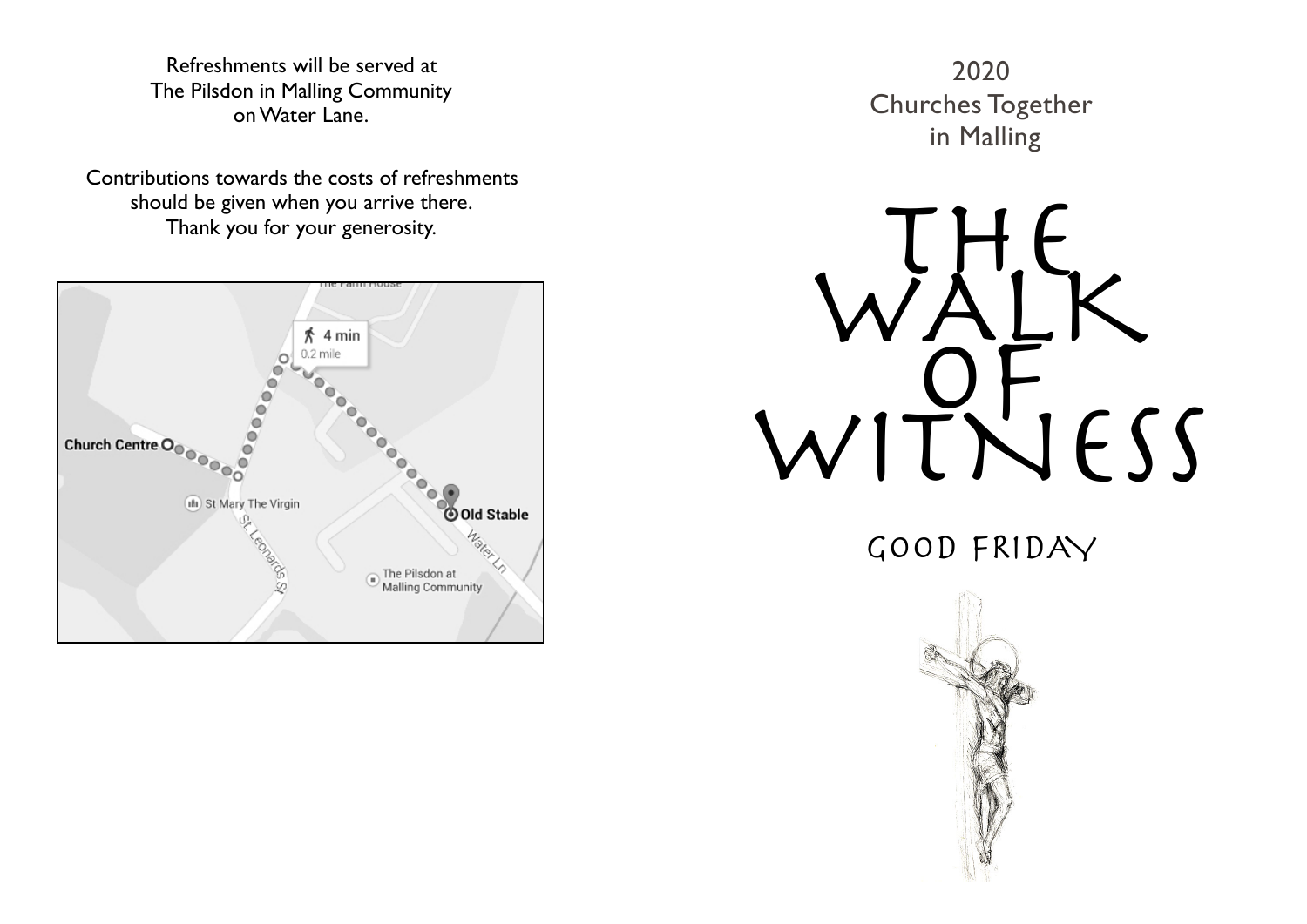Refreshments will be served at
The Pilsdon in Malling Community
on Water Lane.

Contributions towards the costs of refreshments
should be given when you arrive there.
Thank you for your generosity.

The Farm House

4 min
0.2 mile

Church Centre

St Mary The Virgin

Old Stable

St Leonards St

Water Ln

The Pilsdon at Malling Community

2020
Churches Together
in Malling

# THE WALK OF WITNESS

## GOOD FRIDAY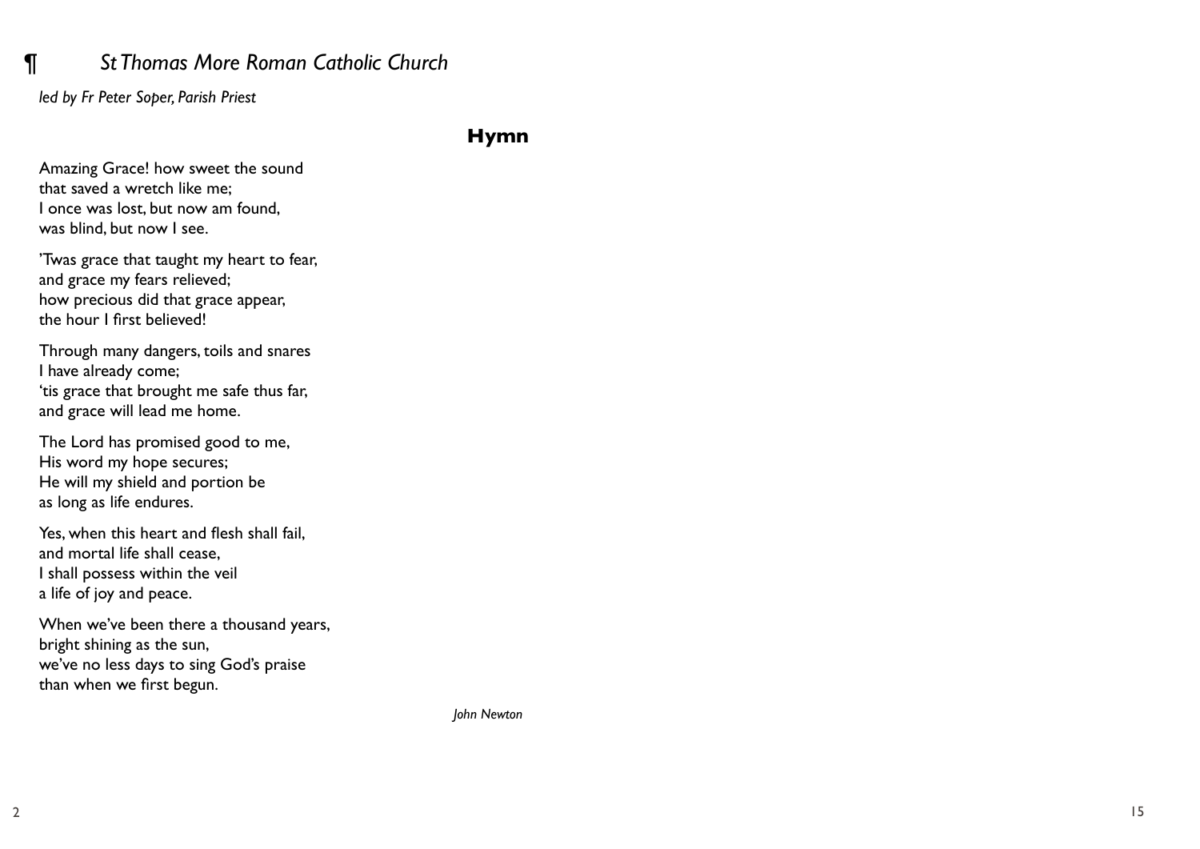## ¶ *St Thomas More Roman Catholic Church*

*led by Fr Peter Soper, Parish Priest*

### Hymn

Amazing Grace! how sweet the sound
that saved a wretch like me;
I once was lost, but now am found,
was blind, but now I see.

'Twas grace that taught my heart to fear,
and grace my fears relieved;
how precious did that grace appear,
the hour I first believed!

Through many dangers, toils and snares
I have already come;
'tis grace that brought me safe thus far,
and grace will lead me home.

The Lord has promised good to me,
His word my hope secures;
He will my shield and portion be
as long as life endures.

Yes, when this heart and flesh shall fail,
and mortal life shall cease,
I shall possess within the veil
a life of joy and peace.

When we've been there a thousand years,
bright shining as the sun,
we've no less days to sing God's praise
than when we first begun.

*John Newton*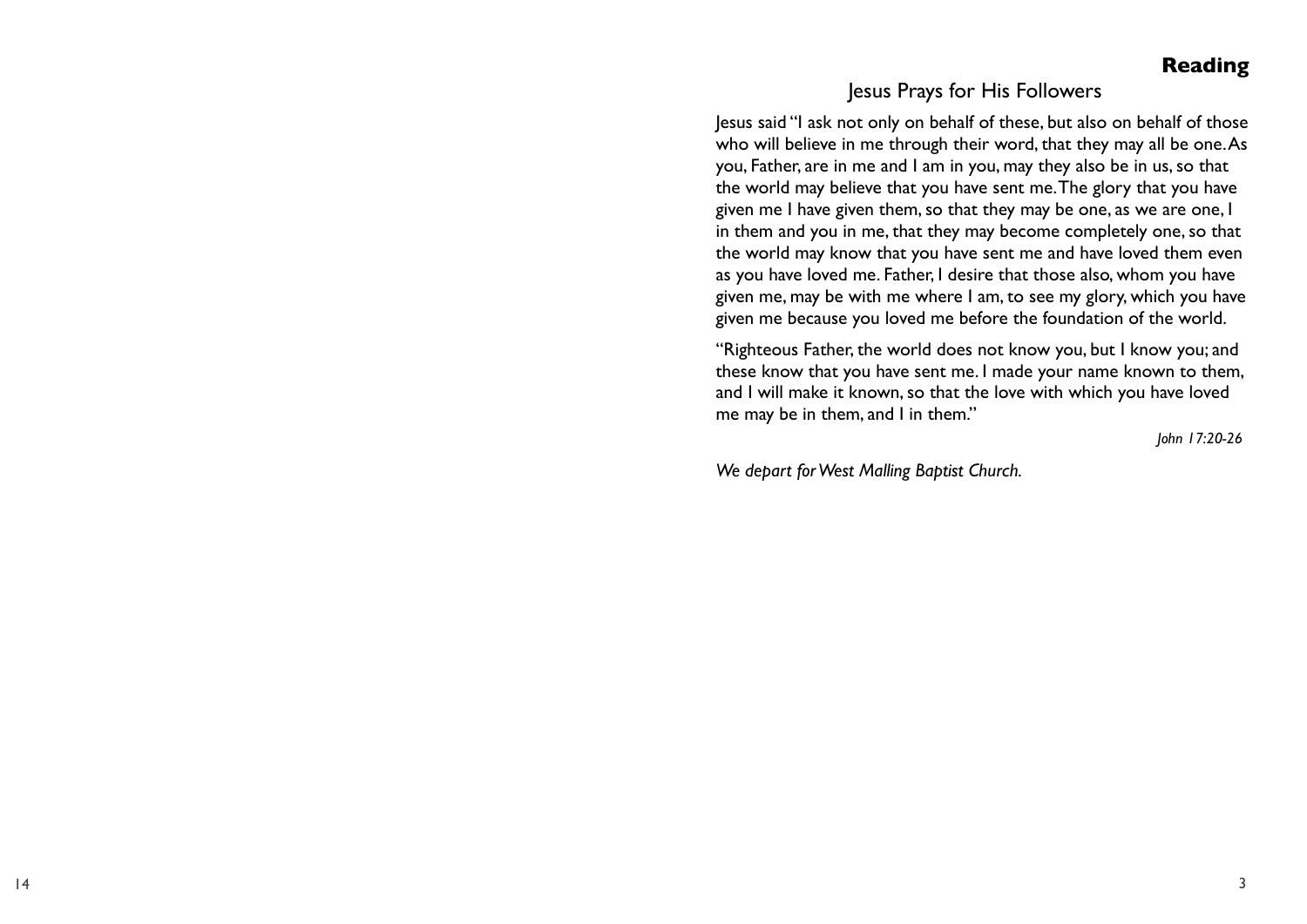## Reading

### Jesus Prays for His Followers

Jesus said "I ask not only on behalf of these, but also on behalf of those who will believe in me through their word, that they may all be one. As you, Father, are in me and I am in you, may they also be in us, so that the world may believe that you have sent me. The glory that you have given me I have given them, so that they may be one, as we are one, I in them and you in me, that they may become completely one, so that the world may know that you have sent me and have loved them even as you have loved me. Father, I desire that those also, whom you have given me, may be with me where I am, to see my glory, which you have given me because you loved me before the foundation of the world.

"Righteous Father, the world does not know you, but I know you; and these know that you have sent me. I made your name known to them, and I will make it known, so that the love with which you have loved me may be in them, and I in them."

*John 17:20-26*

*We depart for West Malling Baptist Church.*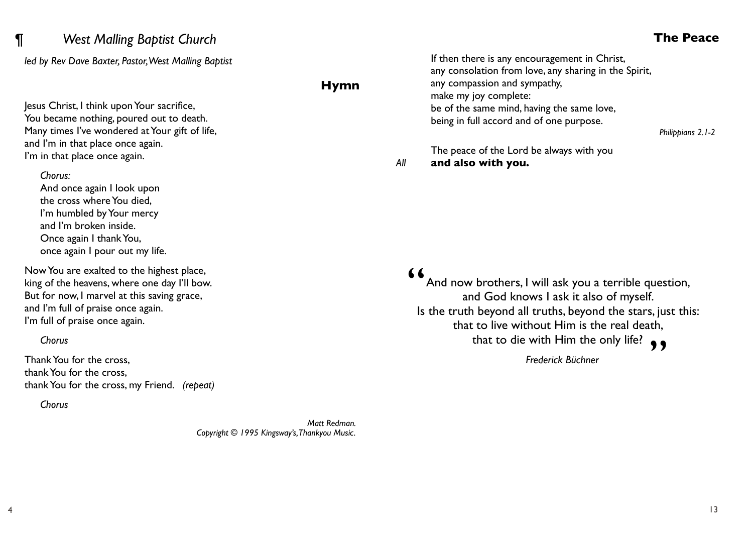## ¶ *West Malling Baptist Church*

*led by Rev Dave Baxter, Pastor, West Malling Baptist*

### Hymn

Jesus Christ, I think upon Your sacrifice,
You became nothing, poured out to death.
Many times I've wondered at Your gift of life,
and I'm in that place once again.
I'm in that place once again.

*Chorus:*
And once again I look upon
the cross where You died,
I'm humbled by Your mercy
and I'm broken inside.
Once again I thank You,
once again I pour out my life.

Now You are exalted to the highest place,
king of the heavens, where one day I'll bow.
But for now, I marvel at this saving grace,
and I'm full of praise once again.
I'm full of praise once again.

*Chorus*

Thank You for the cross,
thank You for the cross,
thank You for the cross, my Friend. *(repeat)*

*Chorus*

*Matt Redman.*
*Copyright © 1995 Kingsway's, Thankyou Music.*

## The Peace

If then there is any encouragement in Christ,
any consolation from love, any sharing in the Spirit,
any compassion and sympathy,
make my joy complete:
be of the same mind, having the same love,
being in full accord and of one purpose.

*Philippians 2.1-2*

The peace of the Lord be always with you
*All* **and also with you.**

"And now brothers, I will ask you a terrible question,
and God knows I ask it also of myself.
Is the truth beyond all truths, beyond the stars, just this:
that to live without Him is the real death,
that to die with Him the only life?"

*Frederick Büchner*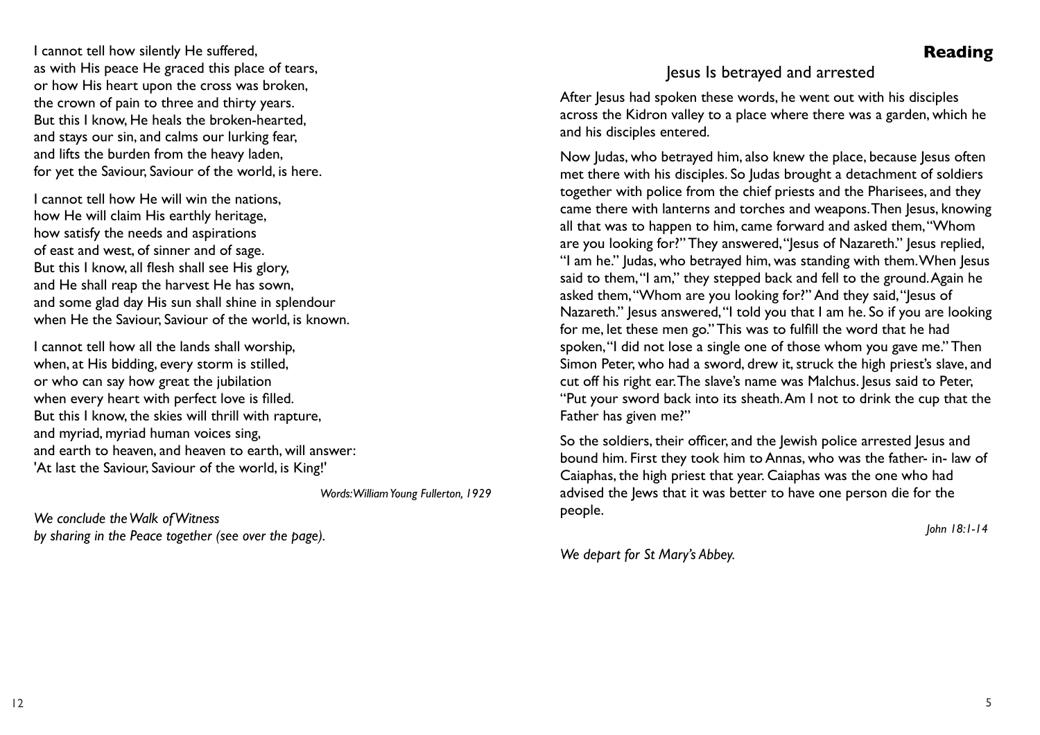I cannot tell how silently He suffered,
as with His peace He graced this place of tears,
or how His heart upon the cross was broken,
the crown of pain to three and thirty years.
But this I know, He heals the broken-hearted,
and stays our sin, and calms our lurking fear,
and lifts the burden from the heavy laden,
for yet the Saviour, Saviour of the world, is here.

I cannot tell how He will win the nations,
how He will claim His earthly heritage,
how satisfy the needs and aspirations
of east and west, of sinner and of sage.
But this I know, all flesh shall see His glory,
and He shall reap the harvest He has sown,
and some glad day His sun shall shine in splendour
when He the Saviour, Saviour of the world, is known.

I cannot tell how all the lands shall worship,
when, at His bidding, every storm is stilled,
or who can say how great the jubilation
when every heart with perfect love is filled.
But this I know, the skies will thrill with rapture,
and myriad, myriad human voices sing,
and earth to heaven, and heaven to earth, will answer:
'At last the Saviour, Saviour of the world, is King!'

*Words: William Young Fullerton, 1929*

*We conclude the Walk of Witness*
*by sharing in the Peace together (see over the page).*

## Reading

### Jesus Is betrayed and arrested

After Jesus had spoken these words, he went out with his disciples across the Kidron valley to a place where there was a garden, which he and his disciples entered.

Now Judas, who betrayed him, also knew the place, because Jesus often met there with his disciples. So Judas brought a detachment of soldiers together with police from the chief priests and the Pharisees, and they came there with lanterns and torches and weapons. Then Jesus, knowing all that was to happen to him, came forward and asked them, "Whom are you looking for?" They answered, "Jesus of Nazareth." Jesus replied, "I am he." Judas, who betrayed him, was standing with them. When Jesus said to them, "I am," they stepped back and fell to the ground. Again he asked them, "Whom are you looking for?" And they said, "Jesus of Nazareth." Jesus answered, "I told you that I am he. So if you are looking for me, let these men go." This was to fulfill the word that he had spoken, "I did not lose a single one of those whom you gave me." Then Simon Peter, who had a sword, drew it, struck the high priest's slave, and cut off his right ear. The slave's name was Malchus. Jesus said to Peter, "Put your sword back into its sheath. Am I not to drink the cup that the Father has given me?"

So the soldiers, their officer, and the Jewish police arrested Jesus and bound him. First they took him to Annas, who was the father- in- law of Caiaphas, the high priest that year. Caiaphas was the one who had advised the Jews that it was better to have one person die for the people.

*John 18:1-14*

*We depart for St Mary's Abbey.*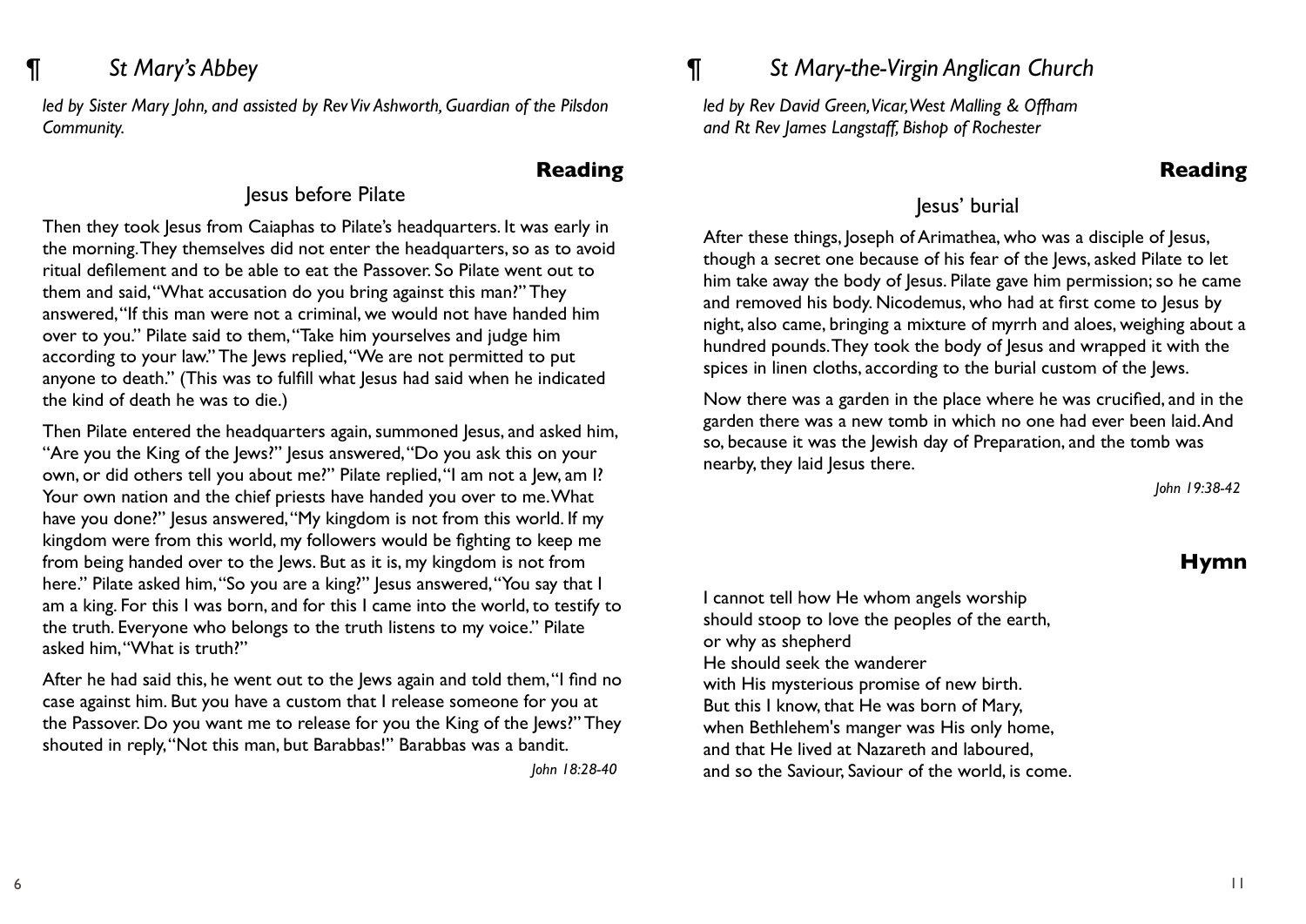## ¶ *St Mary's Abbey*

*led by Sister Mary John, and assisted by Rev Viv Ashworth, Guardian of the Pilsdon Community.*

### Reading

Jesus before Pilate

Then they took Jesus from Caiaphas to Pilate's headquarters. It was early in the morning. They themselves did not enter the headquarters, so as to avoid ritual defilement and to be able to eat the Passover. So Pilate went out to them and said, "What accusation do you bring against this man?" They answered, "If this man were not a criminal, we would not have handed him over to you." Pilate said to them, "Take him yourselves and judge him according to your law." The Jews replied, "We are not permitted to put anyone to death." (This was to fulfill what Jesus had said when he indicated the kind of death he was to die.)

Then Pilate entered the headquarters again, summoned Jesus, and asked him, "Are you the King of the Jews?" Jesus answered, "Do you ask this on your own, or did others tell you about me?" Pilate replied, "I am not a Jew, am I? Your own nation and the chief priests have handed you over to me. What have you done?" Jesus answered, "My kingdom is not from this world. If my kingdom were from this world, my followers would be fighting to keep me from being handed over to the Jews. But as it is, my kingdom is not from here." Pilate asked him, "So you are a king?" Jesus answered, "You say that I am a king. For this I was born, and for this I came into the world, to testify to the truth. Everyone who belongs to the truth listens to my voice." Pilate asked him, "What is truth?"

After he had said this, he went out to the Jews again and told them, "I find no case against him. But you have a custom that I release someone for you at the Passover. Do you want me to release for you the King of the Jews?" They shouted in reply, "Not this man, but Barabbas!" Barabbas was a bandit.

*John 18:28-40*

## ¶ *St Mary-the-Virgin Anglican Church*

*led by Rev David Green, Vicar, West Malling & Offham and Rt Rev James Langstaff, Bishop of Rochester*

### Reading

Jesus' burial

After these things, Joseph of Arimathea, who was a disciple of Jesus, though a secret one because of his fear of the Jews, asked Pilate to let him take away the body of Jesus. Pilate gave him permission; so he came and removed his body. Nicodemus, who had at first come to Jesus by night, also came, bringing a mixture of myrrh and aloes, weighing about a hundred pounds. They took the body of Jesus and wrapped it with the spices in linen cloths, according to the burial custom of the Jews.

Now there was a garden in the place where he was crucified, and in the garden there was a new tomb in which no one had ever been laid. And so, because it was the Jewish day of Preparation, and the tomb was nearby, they laid Jesus there.

*John 19:38-42*

### Hymn

I cannot tell how He whom angels worship
should stoop to love the peoples of the earth,
or why as shepherd
He should seek the wanderer
with His mysterious promise of new birth.
But this I know, that He was born of Mary,
when Bethlehem's manger was His only home,
and that He lived at Nazareth and laboured,
and so the Saviour, Saviour of the world, is come.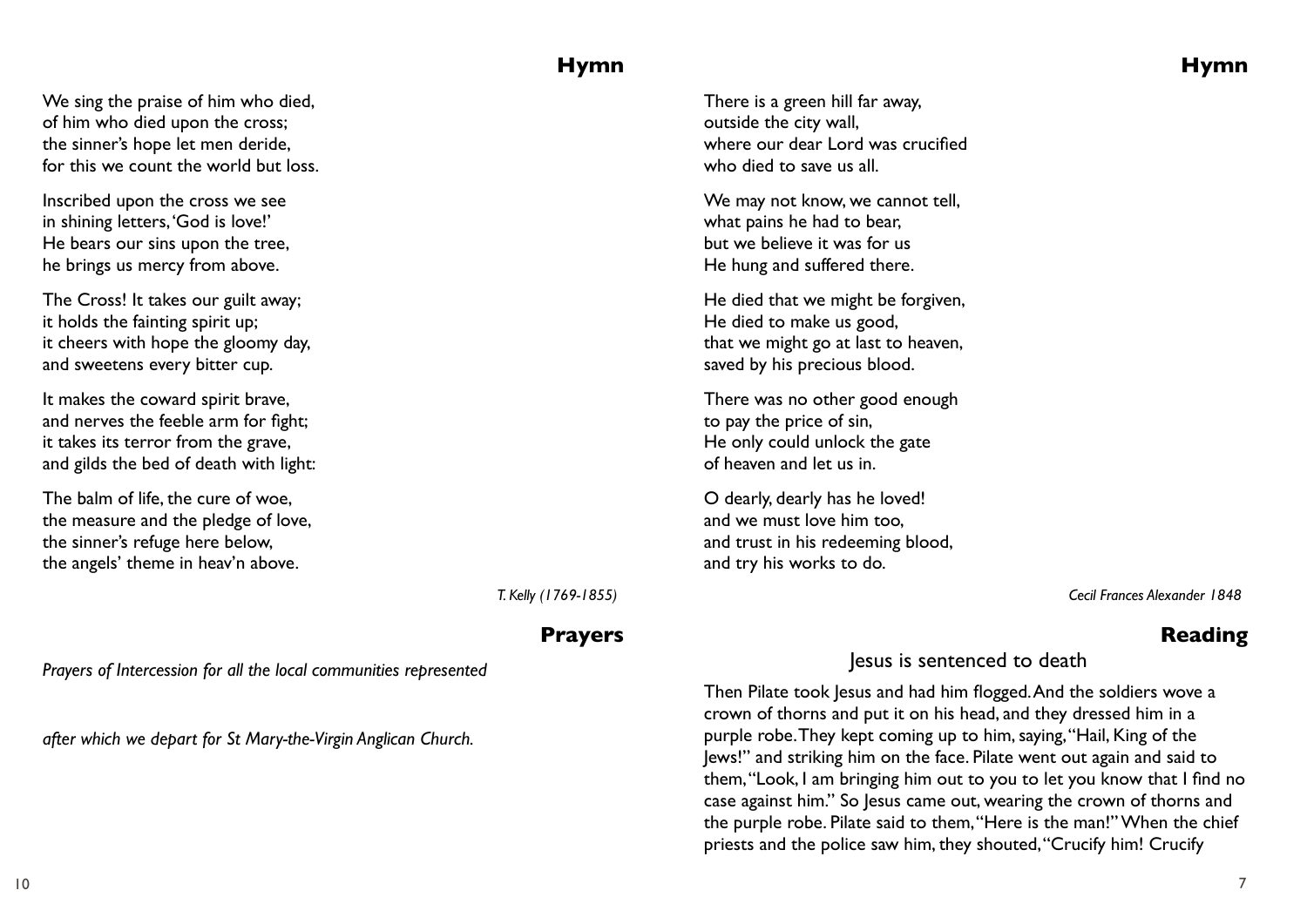## Hymn

We sing the praise of him who died,
of him who died upon the cross;
the sinner's hope let men deride,
for this we count the world but loss.

Inscribed upon the cross we see
in shining letters, 'God is love!'
He bears our sins upon the tree,
he brings us mercy from above.

The Cross! It takes our guilt away;
it holds the fainting spirit up;
it cheers with hope the gloomy day,
and sweetens every bitter cup.

It makes the coward spirit brave,
and nerves the feeble arm for fight;
it takes its terror from the grave,
and gilds the bed of death with light:

The balm of life, the cure of woe,
the measure and the pledge of love,
the sinner's refuge here below,
the angels' theme in heav'n above.

*T. Kelly (1769-1855)*

## Prayers

*Prayers of Intercession for all the local communities represented*

*after which we depart for St Mary-the-Virgin Anglican Church.*

## Hymn

There is a green hill far away,
outside the city wall,
where our dear Lord was crucified
who died to save us all.

We may not know, we cannot tell,
what pains he had to bear,
but we believe it was for us
He hung and suffered there.

He died that we might be forgiven,
He died to make us good,
that we might go at last to heaven,
saved by his precious blood.

There was no other good enough
to pay the price of sin,
He only could unlock the gate
of heaven and let us in.

O dearly, dearly has he loved!
and we must love him too,
and trust in his redeeming blood,
and try his works to do.

*Cecil Frances Alexander 1848*

## Reading

### Jesus is sentenced to death

Then Pilate took Jesus and had him flogged. And the soldiers wove a crown of thorns and put it on his head, and they dressed him in a purple robe. They kept coming up to him, saying, "Hail, King of the Jews!" and striking him on the face. Pilate went out again and said to them, "Look, I am bringing him out to you to let you know that I find no case against him." So Jesus came out, wearing the crown of thorns and the purple robe. Pilate said to them, "Here is the man!" When the chief priests and the police saw him, they shouted, "Crucify him! Crucify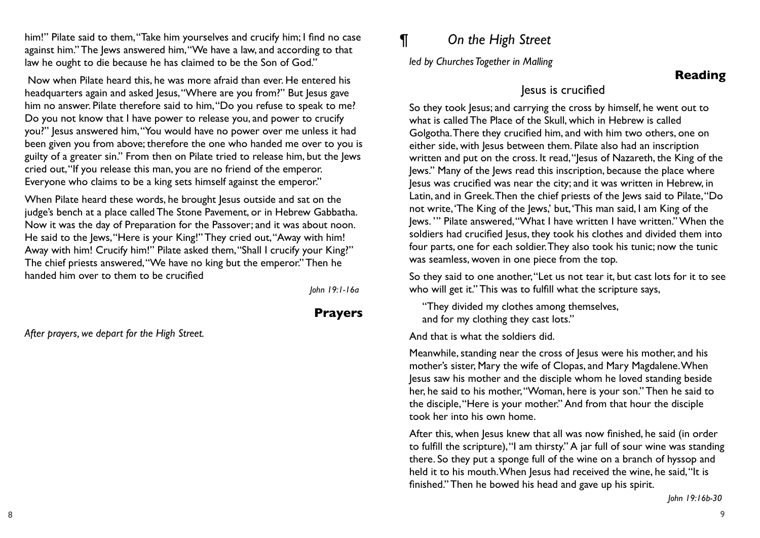him!" Pilate said to them, "Take him yourselves and crucify him; I find no case against him." The Jews answered him, "We have a law, and according to that law he ought to die because he has claimed to be the Son of God."

Now when Pilate heard this, he was more afraid than ever. He entered his headquarters again and asked Jesus, "Where are you from?" But Jesus gave him no answer. Pilate therefore said to him, "Do you refuse to speak to me? Do you not know that I have power to release you, and power to crucify you?" Jesus answered him, "You would have no power over me unless it had been given you from above; therefore the one who handed me over to you is guilty of a greater sin." From then on Pilate tried to release him, but the Jews cried out, "If you release this man, you are no friend of the emperor. Everyone who claims to be a king sets himself against the emperor."

When Pilate heard these words, he brought Jesus outside and sat on the judge's bench at a place called The Stone Pavement, or in Hebrew Gabbatha. Now it was the day of Preparation for the Passover; and it was about noon. He said to the Jews, "Here is your King!" They cried out, "Away with him! Away with him! Crucify him!" Pilate asked them, "Shall I crucify your King?" The chief priests answered, "We have no king but the emperor." Then he handed him over to them to be crucified

*John 19:1-16a*

**Prayers**

*After prayers, we depart for the High Street.*

## ¶ *On the High Street*

*led by Churches Together in Malling*

**Reading**

### Jesus is crucified

So they took Jesus; and carrying the cross by himself, he went out to what is called The Place of the Skull, which in Hebrew is called Golgotha. There they crucified him, and with him two others, one on either side, with Jesus between them. Pilate also had an inscription written and put on the cross. It read, "Jesus of Nazareth, the King of the Jews." Many of the Jews read this inscription, because the place where Jesus was crucified was near the city; and it was written in Hebrew, in Latin, and in Greek. Then the chief priests of the Jews said to Pilate, "Do not write, 'The King of the Jews,' but, 'This man said, I am King of the Jews.'" Pilate answered, "What I have written I have written." When the soldiers had crucified Jesus, they took his clothes and divided them into four parts, one for each soldier. They also took his tunic; now the tunic was seamless, woven in one piece from the top.

So they said to one another, "Let us not tear it, but cast lots for it to see who will get it." This was to fulfill what the scripture says,

"They divided my clothes among themselves,
and for my clothing they cast lots."

And that is what the soldiers did.

Meanwhile, standing near the cross of Jesus were his mother, and his mother's sister, Mary the wife of Clopas, and Mary Magdalene. When Jesus saw his mother and the disciple whom he loved standing beside her, he said to his mother, "Woman, here is your son." Then he said to the disciple, "Here is your mother." And from that hour the disciple took her into his own home.

After this, when Jesus knew that all was now finished, he said (in order to fulfill the scripture), "I am thirsty." A jar full of sour wine was standing there. So they put a sponge full of the wine on a branch of hyssop and held it to his mouth. When Jesus had received the wine, he said, "It is finished." Then he bowed his head and gave up his spirit.

*John 19:16b-30*